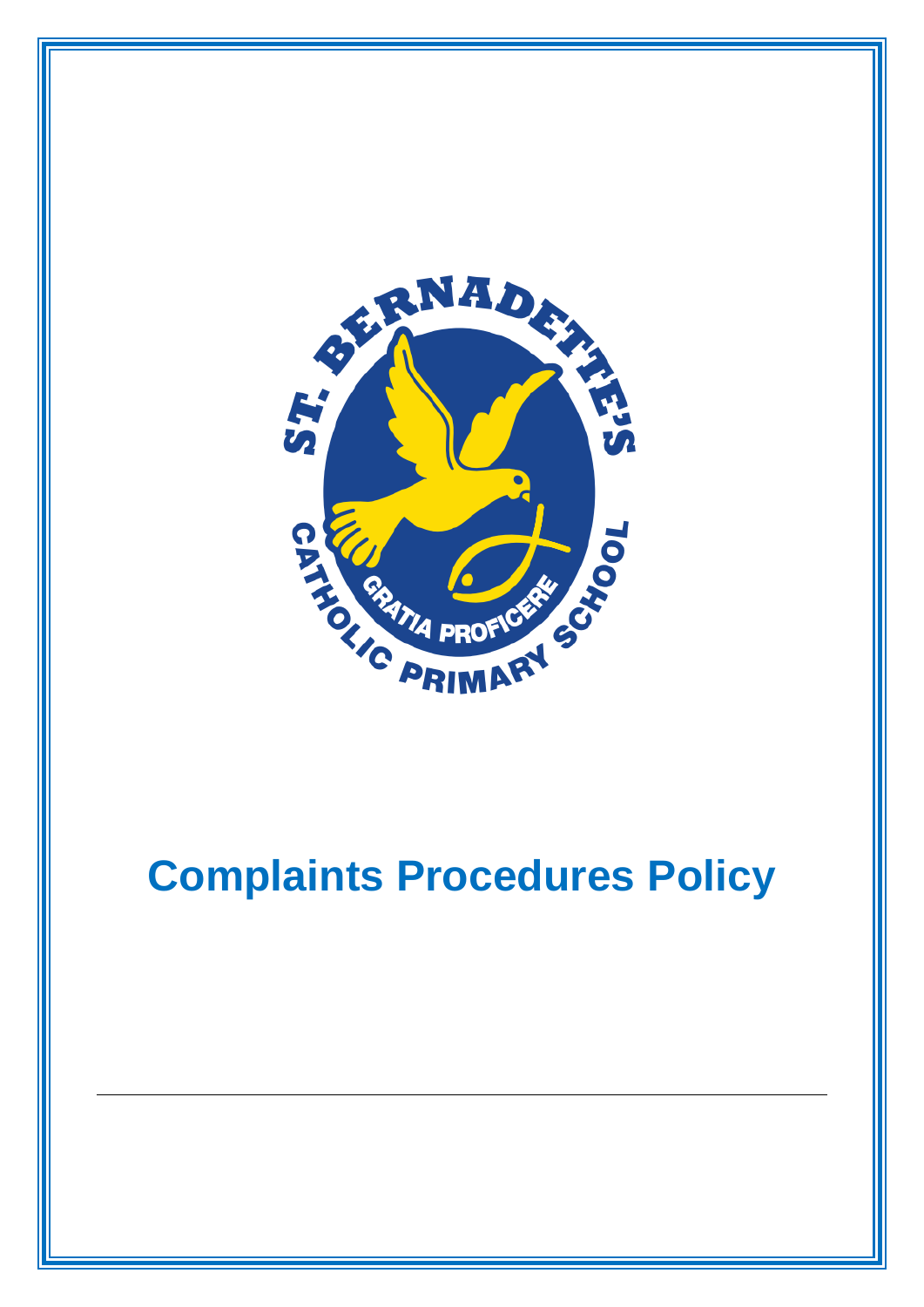# Complaints Procedures Policy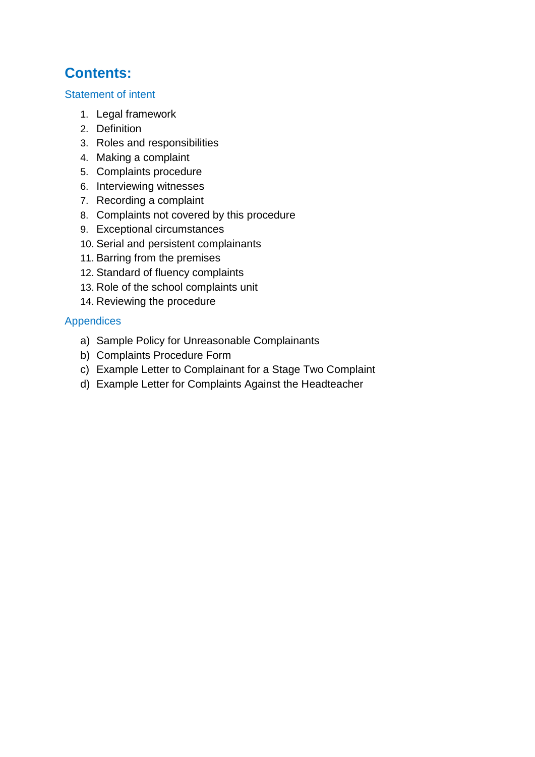# Contents:

Statement of intent

1. Legal framework
2. Definition
3. Roles and responsibilities
4. Making a complaint
5. Complaints procedure
6. Interviewing witnesses
7. Recording a complaint
8. Complaints not covered by this procedure
9. Exceptional circumstances
10. Serial and persistent complainants
11. Barring from the premises
12. Standard of fluency complaints
13. Role of the school complaints unit
14. Reviewing the procedure

Appendices

a) Sample Policy for Unreasonable Complainants
b) Complaints Procedure Form
c) Example Letter to Complainant for a Stage Two Complaint
d) Example Letter for Complaints Against the Headteacher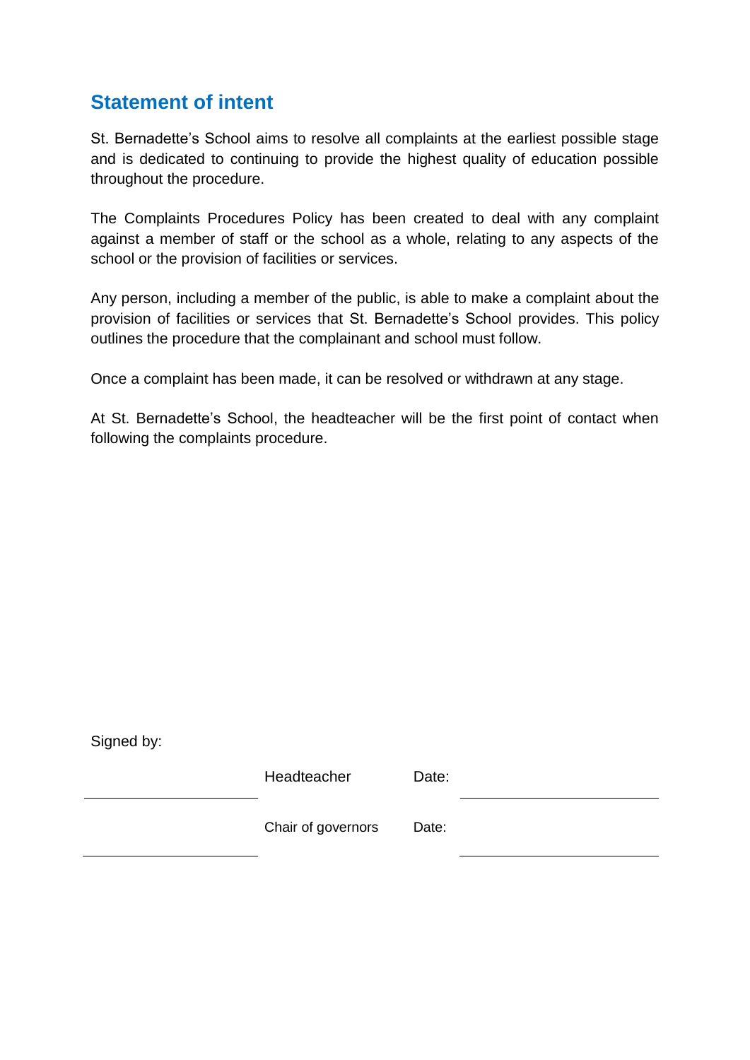## Statement of intent

St. Bernadette's School aims to resolve all complaints at the earliest possible stage and is dedicated to continuing to provide the highest quality of education possible throughout the procedure.

The Complaints Procedures Policy has been created to deal with any complaint against a member of staff or the school as a whole, relating to any aspects of the school or the provision of facilities or services.

Any person, including a member of the public, is able to make a complaint about the provision of facilities or services that St. Bernadette's School provides. This policy outlines the procedure that the complainant and school must follow.

Once a complaint has been made, it can be resolved or withdrawn at any stage.

At St. Bernadette's School, the headteacher will be the first point of contact when following the complaints procedure.

Signed by:

| | | | |
|---|---|---|---|
| ______________________ | Headteacher | Date: | ______________________ |
| ______________________ | Chair of governors | Date: | ______________________ |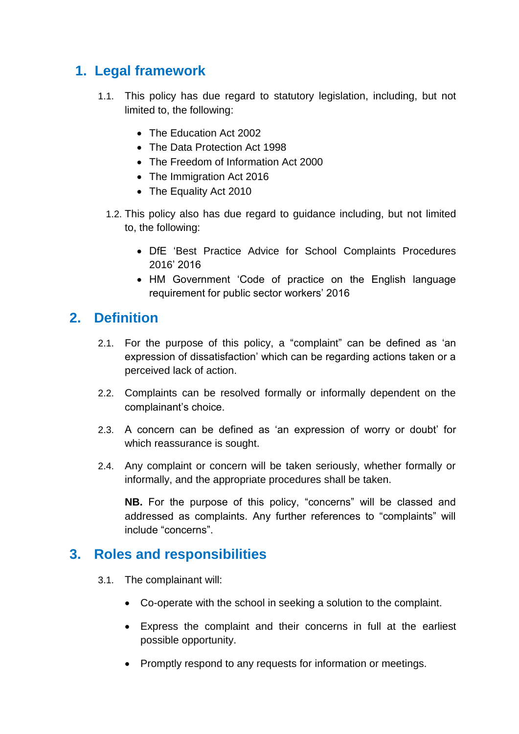## 1. Legal framework

1.1. This policy has due regard to statutory legislation, including, but not limited to, the following:

- The Education Act 2002
- The Data Protection Act 1998
- The Freedom of Information Act 2000
- The Immigration Act 2016
- The Equality Act 2010

1.2. This policy also has due regard to guidance including, but not limited to, the following:

- DfE 'Best Practice Advice for School Complaints Procedures 2016' 2016
- HM Government 'Code of practice on the English language requirement for public sector workers' 2016

## 2. Definition

2.1. For the purpose of this policy, a "complaint" can be defined as 'an expression of dissatisfaction' which can be regarding actions taken or a perceived lack of action.

2.2. Complaints can be resolved formally or informally dependent on the complainant's choice.

2.3. A concern can be defined as 'an expression of worry or doubt' for which reassurance is sought.

2.4. Any complaint or concern will be taken seriously, whether formally or informally, and the appropriate procedures shall be taken.

**NB.** For the purpose of this policy, "concerns" will be classed and addressed as complaints. Any further references to "complaints" will include "concerns".

## 3. Roles and responsibilities

3.1. The complainant will:

- Co-operate with the school in seeking a solution to the complaint.
- Express the complaint and their concerns in full at the earliest possible opportunity.
- Promptly respond to any requests for information or meetings.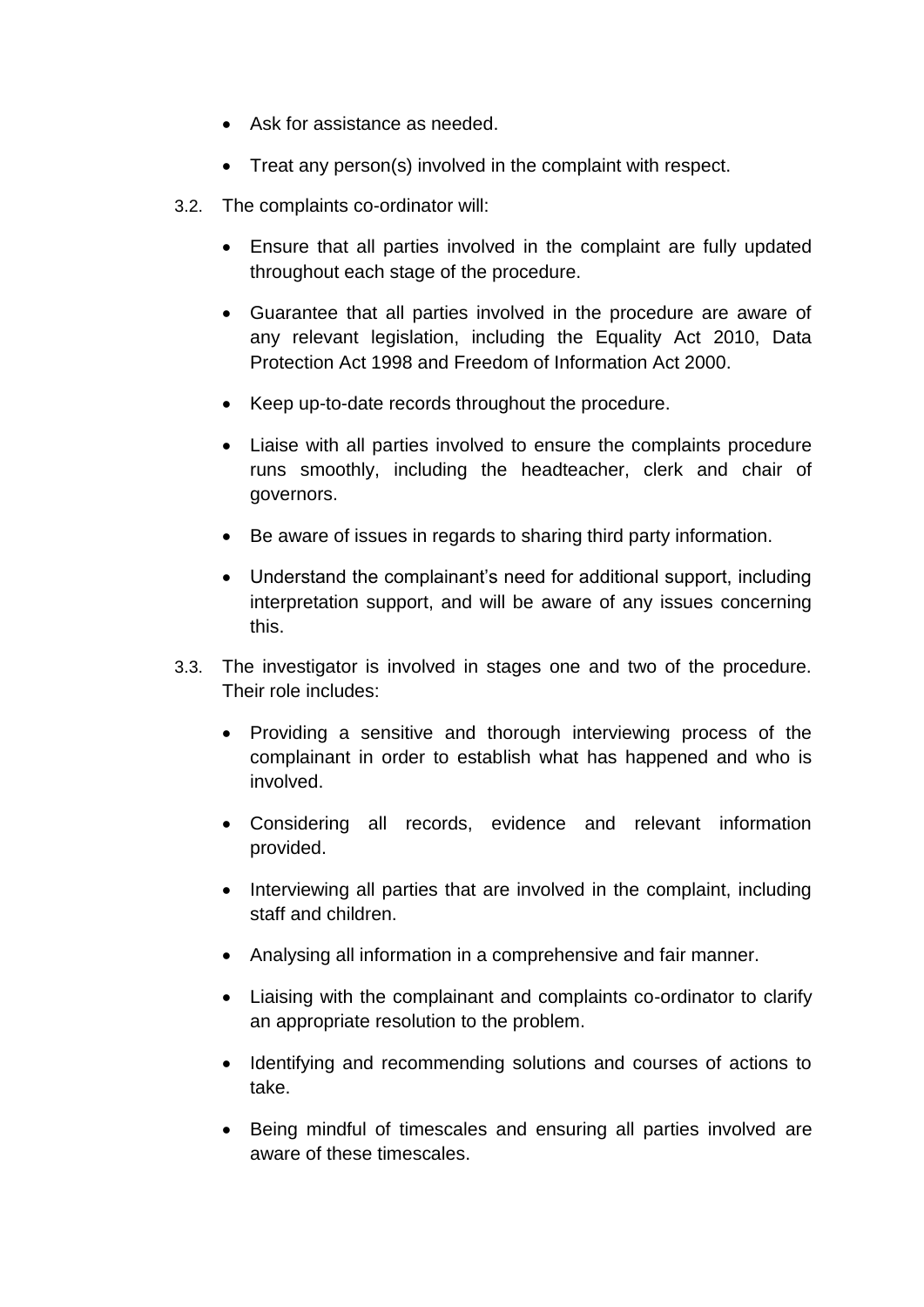- Ask for assistance as needed.
- Treat any person(s) involved in the complaint with respect.

3.2. The complaints co-ordinator will:

- Ensure that all parties involved in the complaint are fully updated throughout each stage of the procedure.
- Guarantee that all parties involved in the procedure are aware of any relevant legislation, including the Equality Act 2010, Data Protection Act 1998 and Freedom of Information Act 2000.
- Keep up-to-date records throughout the procedure.
- Liaise with all parties involved to ensure the complaints procedure runs smoothly, including the headteacher, clerk and chair of governors.
- Be aware of issues in regards to sharing third party information.
- Understand the complainant's need for additional support, including interpretation support, and will be aware of any issues concerning this.

3.3. The investigator is involved in stages one and two of the procedure. Their role includes:

- Providing a sensitive and thorough interviewing process of the complainant in order to establish what has happened and who is involved.
- Considering all records, evidence and relevant information provided.
- Interviewing all parties that are involved in the complaint, including staff and children.
- Analysing all information in a comprehensive and fair manner.
- Liaising with the complainant and complaints co-ordinator to clarify an appropriate resolution to the problem.
- Identifying and recommending solutions and courses of actions to take.
- Being mindful of timescales and ensuring all parties involved are aware of these timescales.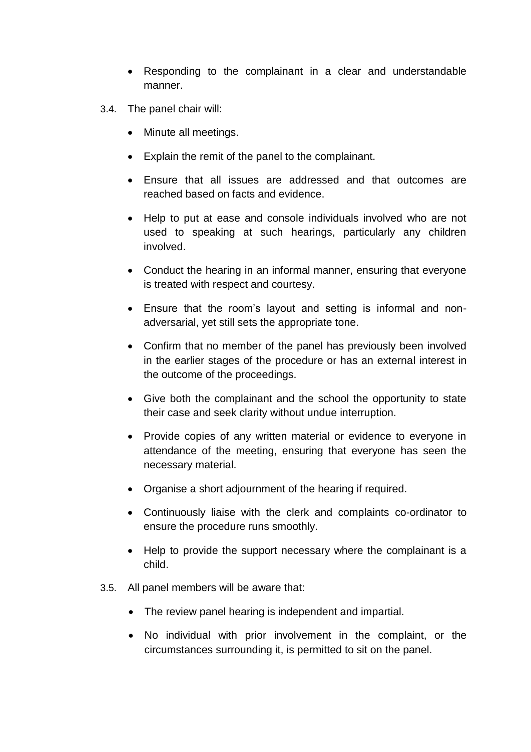- Responding to the complainant in a clear and understandable manner.

3.4. The panel chair will:

- Minute all meetings.
- Explain the remit of the panel to the complainant.
- Ensure that all issues are addressed and that outcomes are reached based on facts and evidence.
- Help to put at ease and console individuals involved who are not used to speaking at such hearings, particularly any children involved.
- Conduct the hearing in an informal manner, ensuring that everyone is treated with respect and courtesy.
- Ensure that the room's layout and setting is informal and non-adversarial, yet still sets the appropriate tone.
- Confirm that no member of the panel has previously been involved in the earlier stages of the procedure or has an external interest in the outcome of the proceedings.
- Give both the complainant and the school the opportunity to state their case and seek clarity without undue interruption.
- Provide copies of any written material or evidence to everyone in attendance of the meeting, ensuring that everyone has seen the necessary material.
- Organise a short adjournment of the hearing if required.
- Continuously liaise with the clerk and complaints co-ordinator to ensure the procedure runs smoothly.
- Help to provide the support necessary where the complainant is a child.

3.5. All panel members will be aware that:

- The review panel hearing is independent and impartial.
- No individual with prior involvement in the complaint, or the circumstances surrounding it, is permitted to sit on the panel.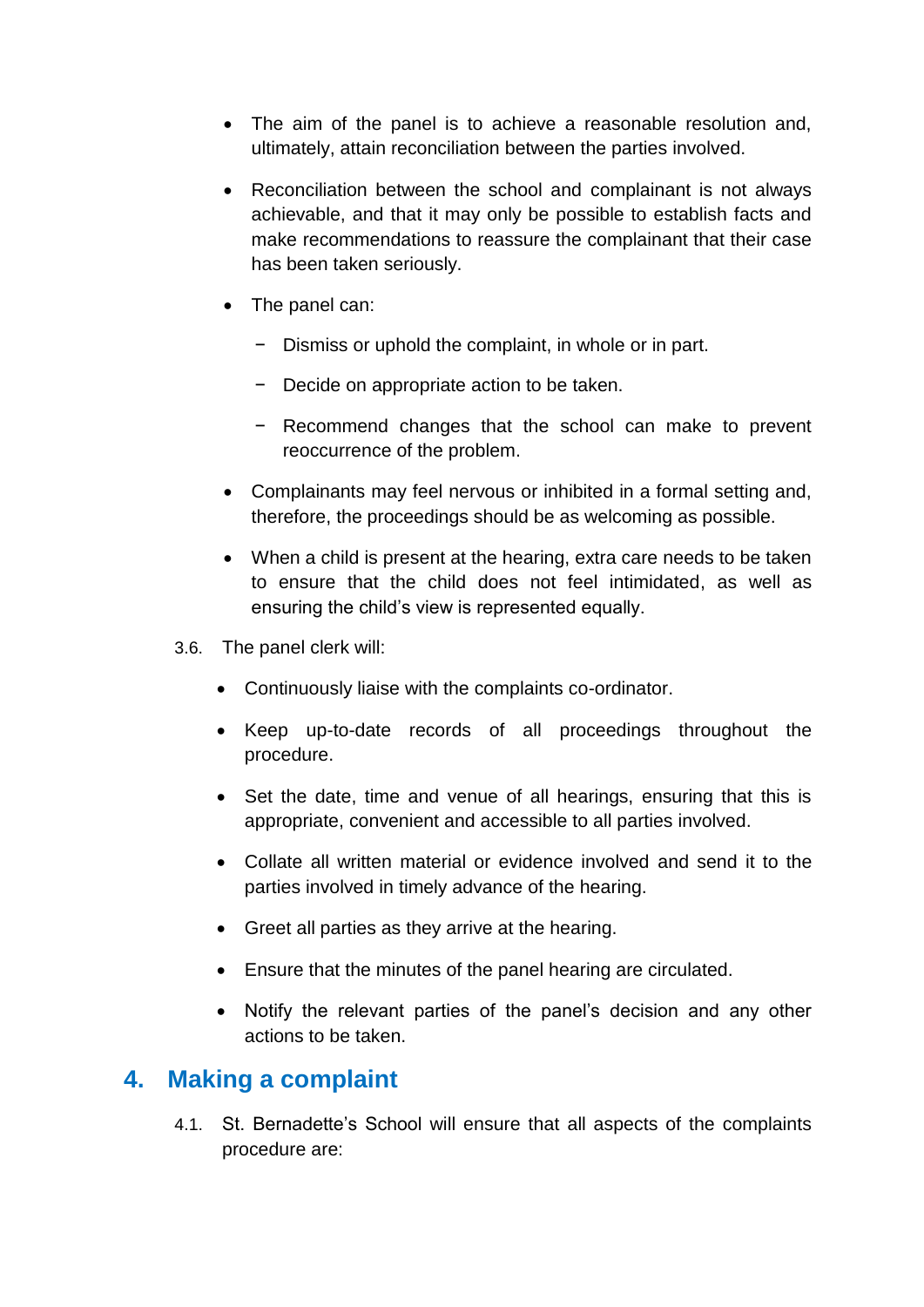- The aim of the panel is to achieve a reasonable resolution and, ultimately, attain reconciliation between the parties involved.

- Reconciliation between the school and complainant is not always achievable, and that it may only be possible to establish facts and make recommendations to reassure the complainant that their case has been taken seriously.

- The panel can:

  - Dismiss or uphold the complaint, in whole or in part.

  - Decide on appropriate action to be taken.

  - Recommend changes that the school can make to prevent reoccurrence of the problem.

- Complainants may feel nervous or inhibited in a formal setting and, therefore, the proceedings should be as welcoming as possible.

- When a child is present at the hearing, extra care needs to be taken to ensure that the child does not feel intimidated, as well as ensuring the child's view is represented equally.

3.6. The panel clerk will:

- Continuously liaise with the complaints co-ordinator.

- Keep up-to-date records of all proceedings throughout the procedure.

- Set the date, time and venue of all hearings, ensuring that this is appropriate, convenient and accessible to all parties involved.

- Collate all written material or evidence involved and send it to the parties involved in timely advance of the hearing.

- Greet all parties as they arrive at the hearing.

- Ensure that the minutes of the panel hearing are circulated.

- Notify the relevant parties of the panel's decision and any other actions to be taken.

## 4. Making a complaint

4.1. St. Bernadette's School will ensure that all aspects of the complaints procedure are: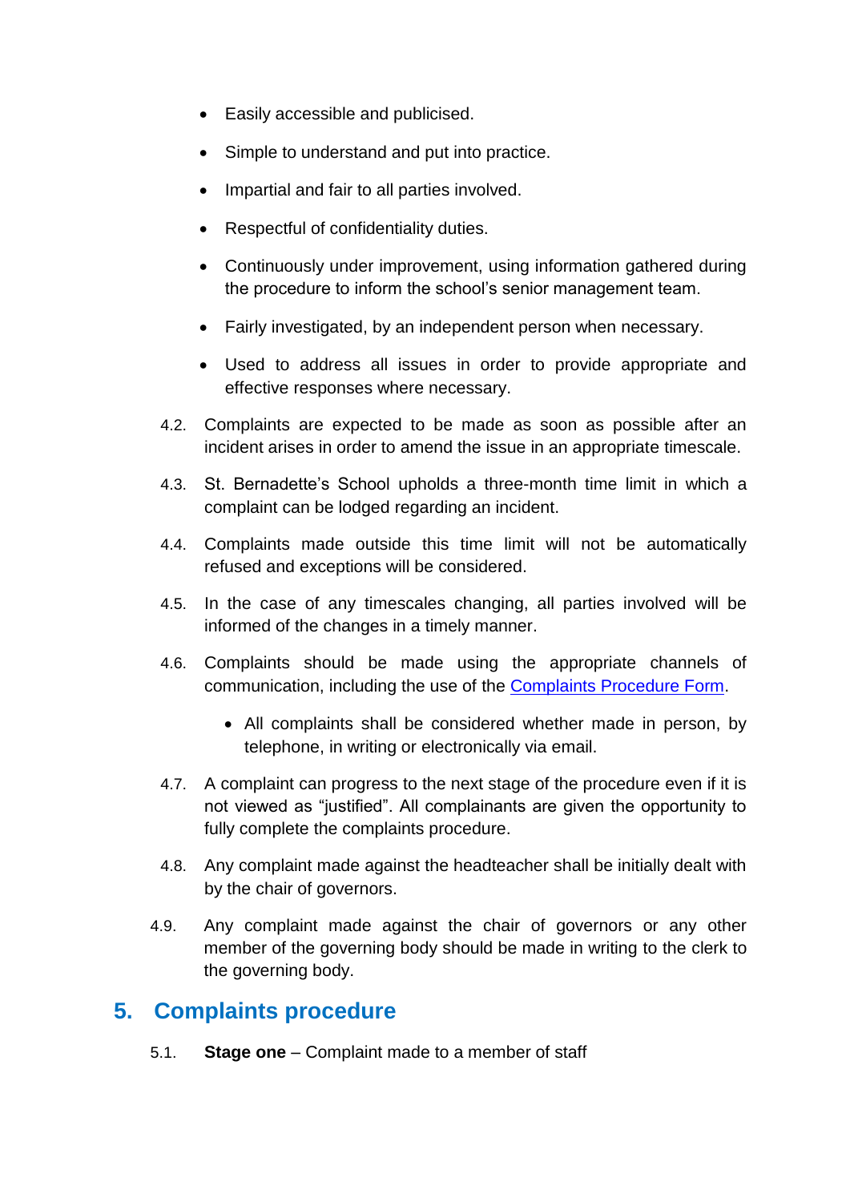- Easily accessible and publicised.
- Simple to understand and put into practice.
- Impartial and fair to all parties involved.
- Respectful of confidentiality duties.
- Continuously under improvement, using information gathered during the procedure to inform the school's senior management team.
- Fairly investigated, by an independent person when necessary.
- Used to address all issues in order to provide appropriate and effective responses where necessary.

4.2. Complaints are expected to be made as soon as possible after an incident arises in order to amend the issue in an appropriate timescale.

4.3. St. Bernadette's School upholds a three-month time limit in which a complaint can be lodged regarding an incident.

4.4. Complaints made outside this time limit will not be automatically refused and exceptions will be considered.

4.5. In the case of any timescales changing, all parties involved will be informed of the changes in a timely manner.

4.6. Complaints should be made using the appropriate channels of communication, including the use of the Complaints Procedure Form.

- All complaints shall be considered whether made in person, by telephone, in writing or electronically via email.

4.7. A complaint can progress to the next stage of the procedure even if it is not viewed as "justified". All complainants are given the opportunity to fully complete the complaints procedure.

4.8. Any complaint made against the headteacher shall be initially dealt with by the chair of governors.

4.9. Any complaint made against the chair of governors or any other member of the governing body should be made in writing to the clerk to the governing body.

## 5. Complaints procedure

5.1. **Stage one** – Complaint made to a member of staff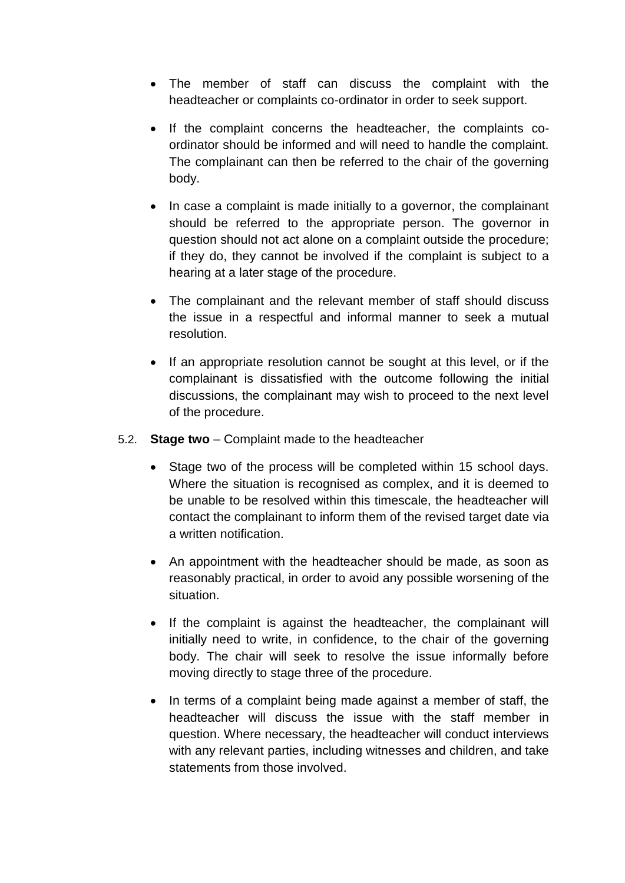- The member of staff can discuss the complaint with the headteacher or complaints co-ordinator in order to seek support.

- If the complaint concerns the headteacher, the complaints co-ordinator should be informed and will need to handle the complaint. The complainant can then be referred to the chair of the governing body.

- In case a complaint is made initially to a governor, the complainant should be referred to the appropriate person. The governor in question should not act alone on a complaint outside the procedure; if they do, they cannot be involved if the complaint is subject to a hearing at a later stage of the procedure.

- The complainant and the relevant member of staff should discuss the issue in a respectful and informal manner to seek a mutual resolution.

- If an appropriate resolution cannot be sought at this level, or if the complainant is dissatisfied with the outcome following the initial discussions, the complainant may wish to proceed to the next level of the procedure.

5.2. **Stage two** – Complaint made to the headteacher

- Stage two of the process will be completed within 15 school days. Where the situation is recognised as complex, and it is deemed to be unable to be resolved within this timescale, the headteacher will contact the complainant to inform them of the revised target date via a written notification.

- An appointment with the headteacher should be made, as soon as reasonably practical, in order to avoid any possible worsening of the situation.

- If the complaint is against the headteacher, the complainant will initially need to write, in confidence, to the chair of the governing body. The chair will seek to resolve the issue informally before moving directly to stage three of the procedure.

- In terms of a complaint being made against a member of staff, the headteacher will discuss the issue with the staff member in question. Where necessary, the headteacher will conduct interviews with any relevant parties, including witnesses and children, and take statements from those involved.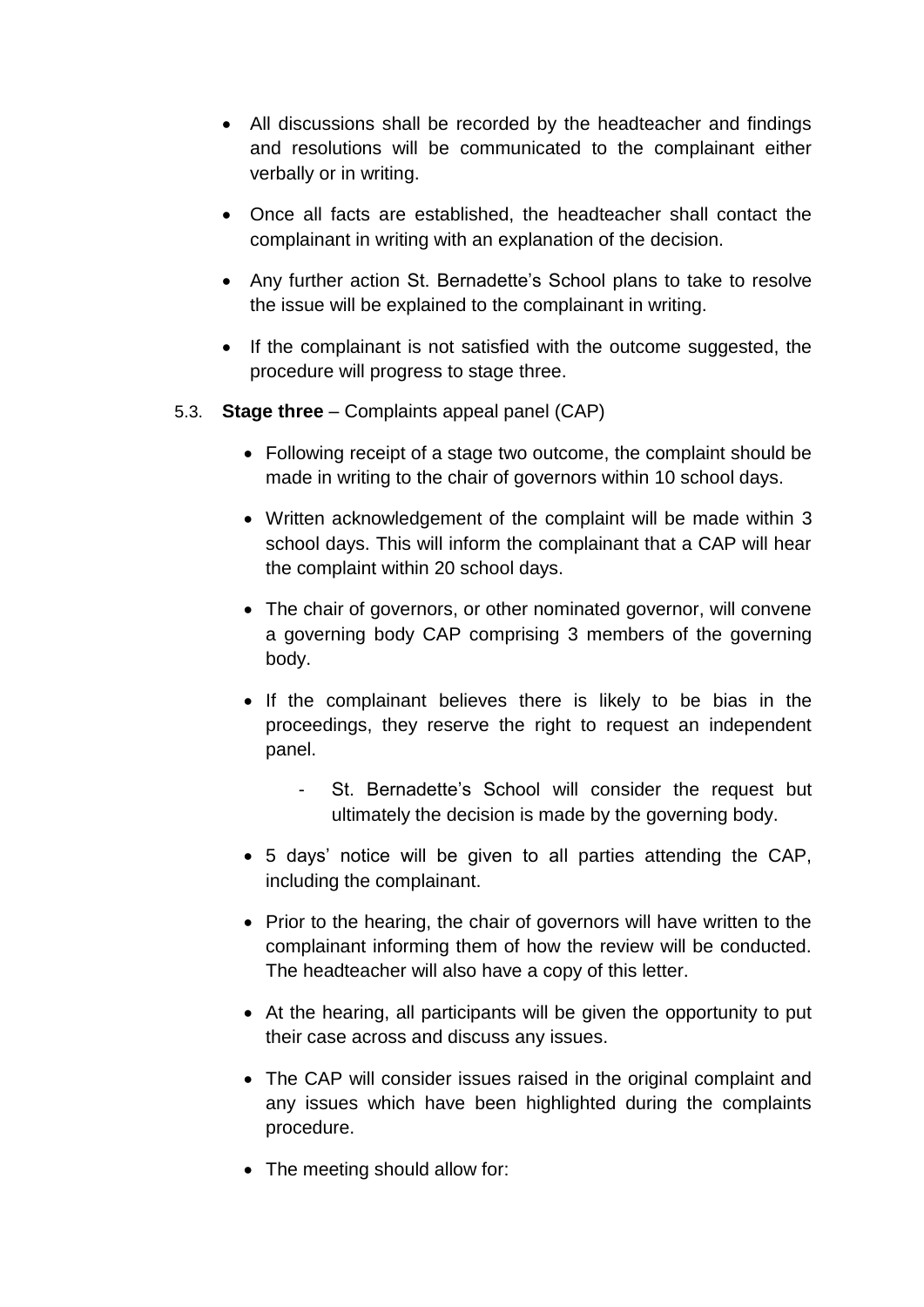- All discussions shall be recorded by the headteacher and findings and resolutions will be communicated to the complainant either verbally or in writing.
- Once all facts are established, the headteacher shall contact the complainant in writing with an explanation of the decision.
- Any further action St. Bernadette's School plans to take to resolve the issue will be explained to the complainant in writing.
- If the complainant is not satisfied with the outcome suggested, the procedure will progress to stage three.

5.3. **Stage three** – Complaints appeal panel (CAP)

- Following receipt of a stage two outcome, the complaint should be made in writing to the chair of governors within 10 school days.
- Written acknowledgement of the complaint will be made within 3 school days. This will inform the complainant that a CAP will hear the complaint within 20 school days.
- The chair of governors, or other nominated governor, will convene a governing body CAP comprising 3 members of the governing body.
- If the complainant believes there is likely to be bias in the proceedings, they reserve the right to request an independent panel.
    - St. Bernadette's School will consider the request but ultimately the decision is made by the governing body.
- 5 days' notice will be given to all parties attending the CAP, including the complainant.
- Prior to the hearing, the chair of governors will have written to the complainant informing them of how the review will be conducted. The headteacher will also have a copy of this letter.
- At the hearing, all participants will be given the opportunity to put their case across and discuss any issues.
- The CAP will consider issues raised in the original complaint and any issues which have been highlighted during the complaints procedure.
- The meeting should allow for: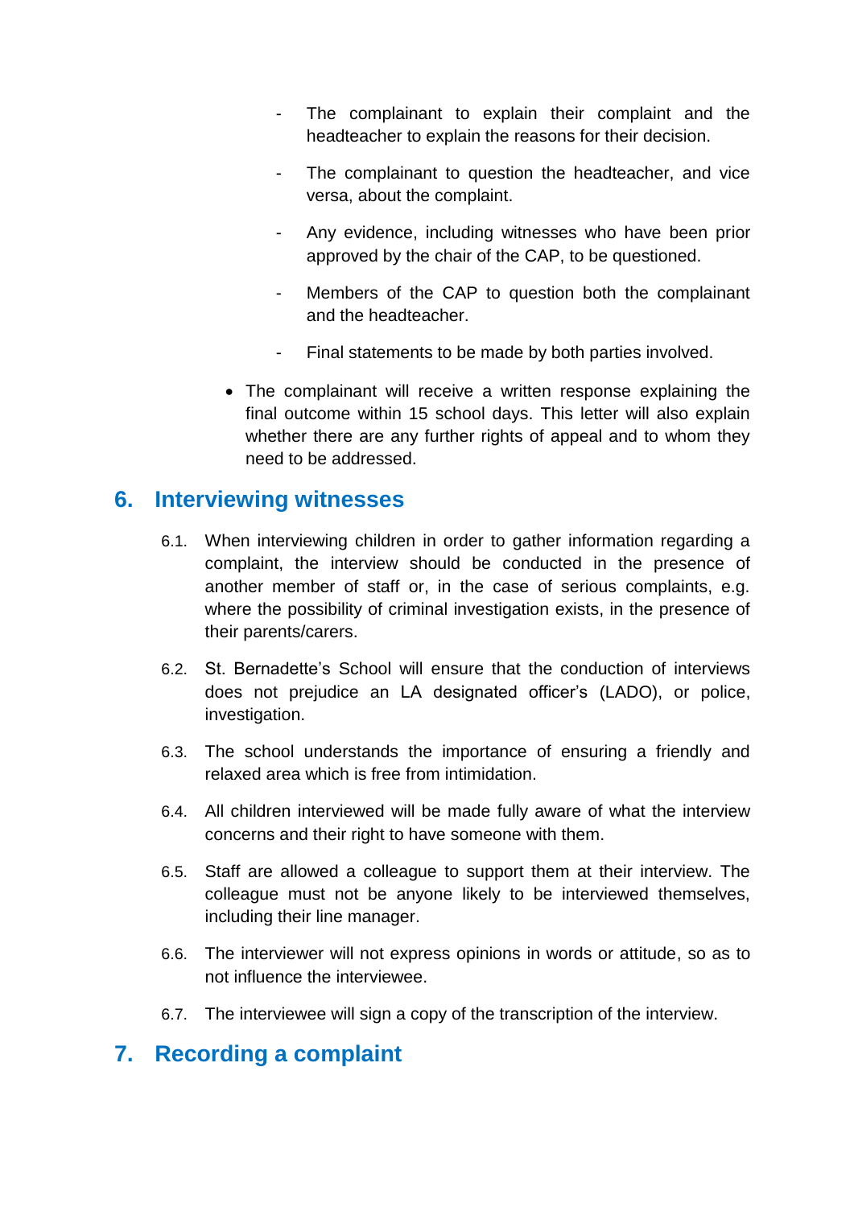- The complainant to explain their complaint and the headteacher to explain the reasons for their decision.
  - The complainant to question the headteacher, and vice versa, about the complaint.
  - Any evidence, including witnesses who have been prior approved by the chair of the CAP, to be questioned.
  - Members of the CAP to question both the complainant and the headteacher.
  - Final statements to be made by both parties involved.

- The complainant will receive a written response explaining the final outcome within 15 school days. This letter will also explain whether there are any further rights of appeal and to whom they need to be addressed.

## 6. Interviewing witnesses

6.1. When interviewing children in order to gather information regarding a complaint, the interview should be conducted in the presence of another member of staff or, in the case of serious complaints, e.g. where the possibility of criminal investigation exists, in the presence of their parents/carers.

6.2. St. Bernadette's School will ensure that the conduction of interviews does not prejudice an LA designated officer's (LADO), or police, investigation.

6.3. The school understands the importance of ensuring a friendly and relaxed area which is free from intimidation.

6.4. All children interviewed will be made fully aware of what the interview concerns and their right to have someone with them.

6.5. Staff are allowed a colleague to support them at their interview. The colleague must not be anyone likely to be interviewed themselves, including their line manager.

6.6. The interviewer will not express opinions in words or attitude, so as to not influence the interviewee.

6.7. The interviewee will sign a copy of the transcription of the interview.

## 7. Recording a complaint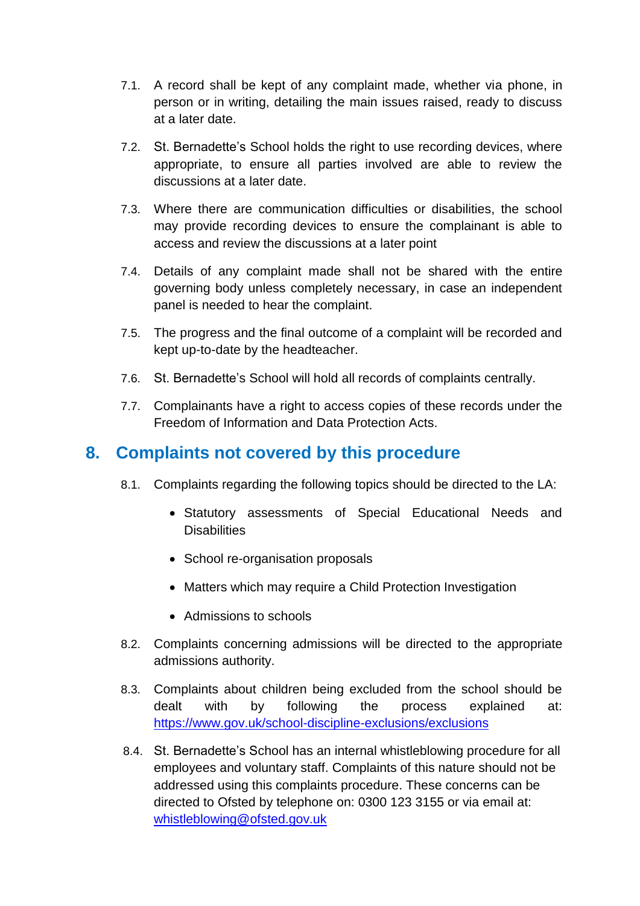7.1. A record shall be kept of any complaint made, whether via phone, in person or in writing, detailing the main issues raised, ready to discuss at a later date.

7.2. St. Bernadette's School holds the right to use recording devices, where appropriate, to ensure all parties involved are able to review the discussions at a later date.

7.3. Where there are communication difficulties or disabilities, the school may provide recording devices to ensure the complainant is able to access and review the discussions at a later point

7.4. Details of any complaint made shall not be shared with the entire governing body unless completely necessary, in case an independent panel is needed to hear the complaint.

7.5. The progress and the final outcome of a complaint will be recorded and kept up-to-date by the headteacher.

7.6. St. Bernadette's School will hold all records of complaints centrally.

7.7. Complainants have a right to access copies of these records under the Freedom of Information and Data Protection Acts.

## 8. Complaints not covered by this procedure

8.1. Complaints regarding the following topics should be directed to the LA:

- Statutory assessments of Special Educational Needs and Disabilities
- School re-organisation proposals
- Matters which may require a Child Protection Investigation
- Admissions to schools

8.2. Complaints concerning admissions will be directed to the appropriate admissions authority.

8.3. Complaints about children being excluded from the school should be dealt with by following the process explained at: https://www.gov.uk/school-discipline-exclusions/exclusions

8.4. St. Bernadette's School has an internal whistleblowing procedure for all employees and voluntary staff. Complaints of this nature should not be addressed using this complaints procedure. These concerns can be directed to Ofsted by telephone on: 0300 123 3155 or via email at: whistleblowing@ofsted.gov.uk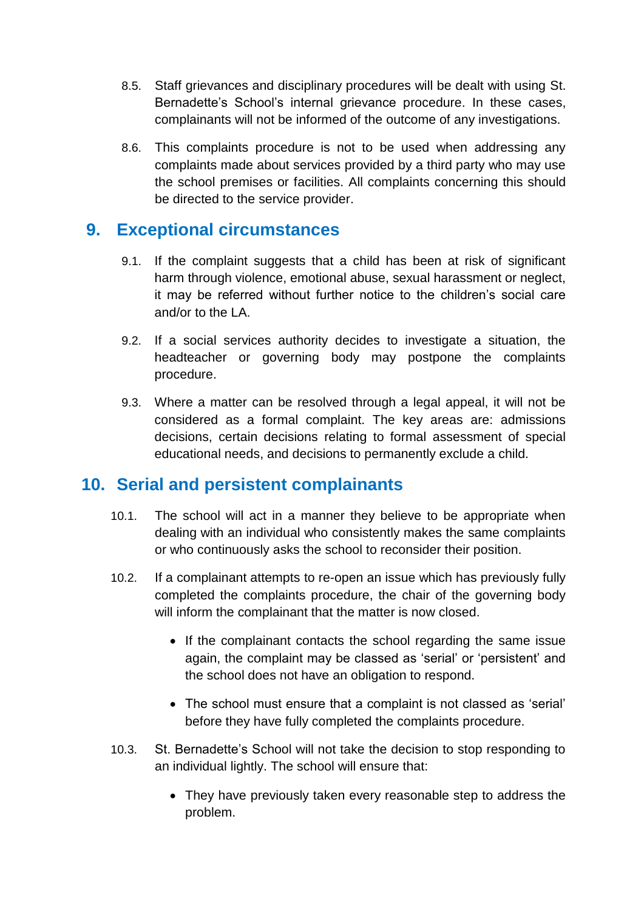8.5. Staff grievances and disciplinary procedures will be dealt with using St. Bernadette's School's internal grievance procedure. In these cases, complainants will not be informed of the outcome of any investigations.

8.6. This complaints procedure is not to be used when addressing any complaints made about services provided by a third party who may use the school premises or facilities. All complaints concerning this should be directed to the service provider.

## 9. Exceptional circumstances

9.1. If the complaint suggests that a child has been at risk of significant harm through violence, emotional abuse, sexual harassment or neglect, it may be referred without further notice to the children's social care and/or to the LA.

9.2. If a social services authority decides to investigate a situation, the headteacher or governing body may postpone the complaints procedure.

9.3. Where a matter can be resolved through a legal appeal, it will not be considered as a formal complaint. The key areas are: admissions decisions, certain decisions relating to formal assessment of special educational needs, and decisions to permanently exclude a child.

## 10. Serial and persistent complainants

10.1. The school will act in a manner they believe to be appropriate when dealing with an individual who consistently makes the same complaints or who continuously asks the school to reconsider their position.

10.2. If a complainant attempts to re-open an issue which has previously fully completed the complaints procedure, the chair of the governing body will inform the complainant that the matter is now closed.

- If the complainant contacts the school regarding the same issue again, the complaint may be classed as 'serial' or 'persistent' and the school does not have an obligation to respond.
- The school must ensure that a complaint is not classed as 'serial' before they have fully completed the complaints procedure.

10.3. St. Bernadette's School will not take the decision to stop responding to an individual lightly. The school will ensure that:

- They have previously taken every reasonable step to address the problem.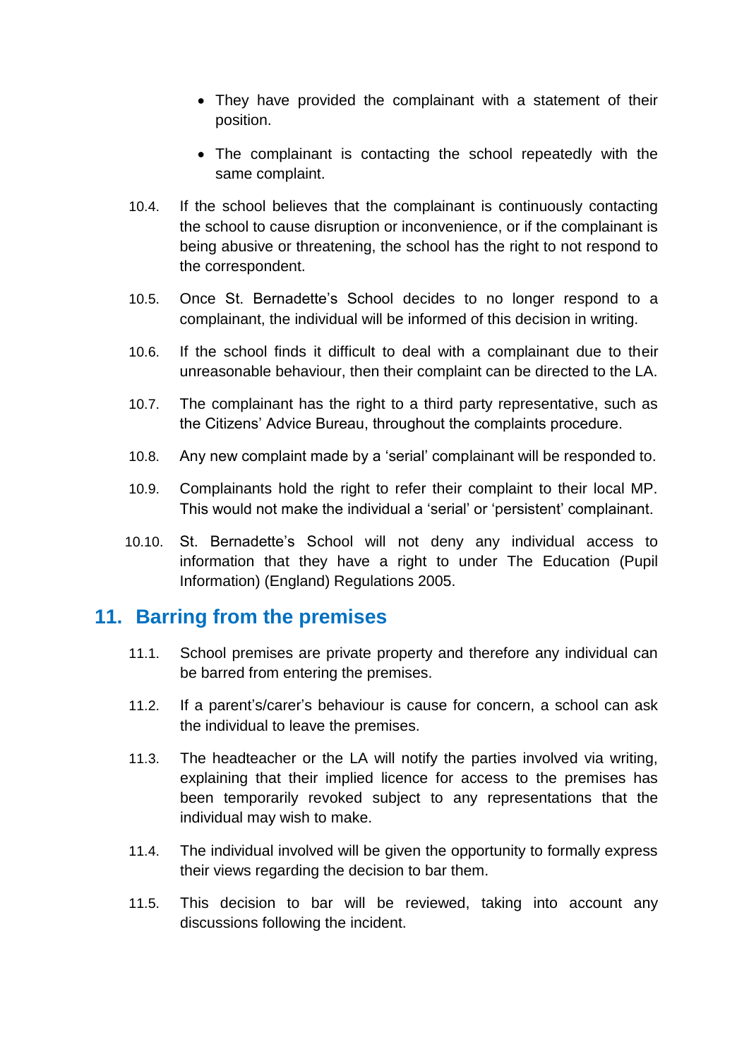- They have provided the complainant with a statement of their position.
- The complainant is contacting the school repeatedly with the same complaint.

10.4. If the school believes that the complainant is continuously contacting the school to cause disruption or inconvenience, or if the complainant is being abusive or threatening, the school has the right to not respond to the correspondent.

10.5. Once St. Bernadette's School decides to no longer respond to a complainant, the individual will be informed of this decision in writing.

10.6. If the school finds it difficult to deal with a complainant due to their unreasonable behaviour, then their complaint can be directed to the LA.

10.7. The complainant has the right to a third party representative, such as the Citizens' Advice Bureau, throughout the complaints procedure.

10.8. Any new complaint made by a 'serial' complainant will be responded to.

10.9. Complainants hold the right to refer their complaint to their local MP. This would not make the individual a 'serial' or 'persistent' complainant.

10.10. St. Bernadette's School will not deny any individual access to information that they have a right to under The Education (Pupil Information) (England) Regulations 2005.

## 11. Barring from the premises

11.1. School premises are private property and therefore any individual can be barred from entering the premises.

11.2. If a parent's/carer's behaviour is cause for concern, a school can ask the individual to leave the premises.

11.3. The headteacher or the LA will notify the parties involved via writing, explaining that their implied licence for access to the premises has been temporarily revoked subject to any representations that the individual may wish to make.

11.4. The individual involved will be given the opportunity to formally express their views regarding the decision to bar them.

11.5. This decision to bar will be reviewed, taking into account any discussions following the incident.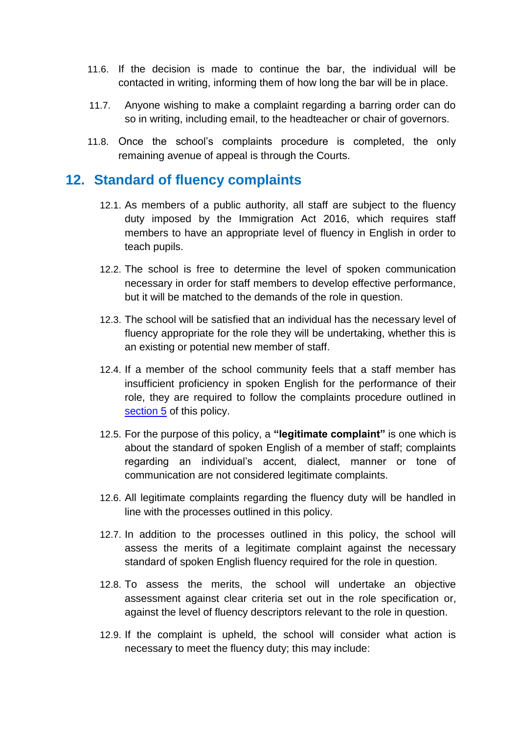11.6. If the decision is made to continue the bar, the individual will be contacted in writing, informing them of how long the bar will be in place.

11.7. Anyone wishing to make a complaint regarding a barring order can do so in writing, including email, to the headteacher or chair of governors.

11.8. Once the school's complaints procedure is completed, the only remaining avenue of appeal is through the Courts.

## 12. Standard of fluency complaints

12.1. As members of a public authority, all staff are subject to the fluency duty imposed by the Immigration Act 2016, which requires staff members to have an appropriate level of fluency in English in order to teach pupils.

12.2. The school is free to determine the level of spoken communication necessary in order for staff members to develop effective performance, but it will be matched to the demands of the role in question.

12.3. The school will be satisfied that an individual has the necessary level of fluency appropriate for the role they will be undertaking, whether this is an existing or potential new member of staff.

12.4. If a member of the school community feels that a staff member has insufficient proficiency in spoken English for the performance of their role, they are required to follow the complaints procedure outlined in section 5 of this policy.

12.5. For the purpose of this policy, a **"legitimate complaint"** is one which is about the standard of spoken English of a member of staff; complaints regarding an individual's accent, dialect, manner or tone of communication are not considered legitimate complaints.

12.6. All legitimate complaints regarding the fluency duty will be handled in line with the processes outlined in this policy.

12.7. In addition to the processes outlined in this policy, the school will assess the merits of a legitimate complaint against the necessary standard of spoken English fluency required for the role in question.

12.8. To assess the merits, the school will undertake an objective assessment against clear criteria set out in the role specification or, against the level of fluency descriptors relevant to the role in question.

12.9. If the complaint is upheld, the school will consider what action is necessary to meet the fluency duty; this may include: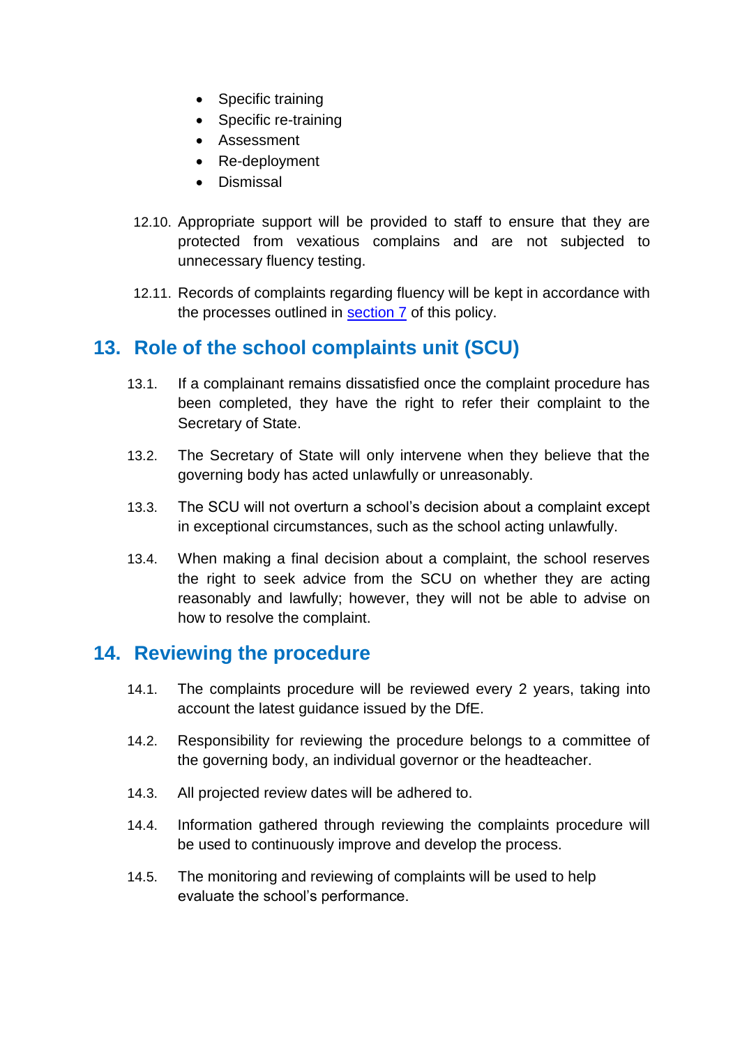- Specific training
- Specific re-training
- Assessment
- Re-deployment
- Dismissal

12.10. Appropriate support will be provided to staff to ensure that they are protected from vexatious complains and are not subjected to unnecessary fluency testing.

12.11. Records of complaints regarding fluency will be kept in accordance with the processes outlined in section 7 of this policy.

## 13. Role of the school complaints unit (SCU)

13.1. If a complainant remains dissatisfied once the complaint procedure has been completed, they have the right to refer their complaint to the Secretary of State.

13.2. The Secretary of State will only intervene when they believe that the governing body has acted unlawfully or unreasonably.

13.3. The SCU will not overturn a school's decision about a complaint except in exceptional circumstances, such as the school acting unlawfully.

13.4. When making a final decision about a complaint, the school reserves the right to seek advice from the SCU on whether they are acting reasonably and lawfully; however, they will not be able to advise on how to resolve the complaint.

## 14. Reviewing the procedure

14.1. The complaints procedure will be reviewed every 2 years, taking into account the latest guidance issued by the DfE.

14.2. Responsibility for reviewing the procedure belongs to a committee of the governing body, an individual governor or the headteacher.

14.3. All projected review dates will be adhered to.

14.4. Information gathered through reviewing the complaints procedure will be used to continuously improve and develop the process.

14.5. The monitoring and reviewing of complaints will be used to help evaluate the school's performance.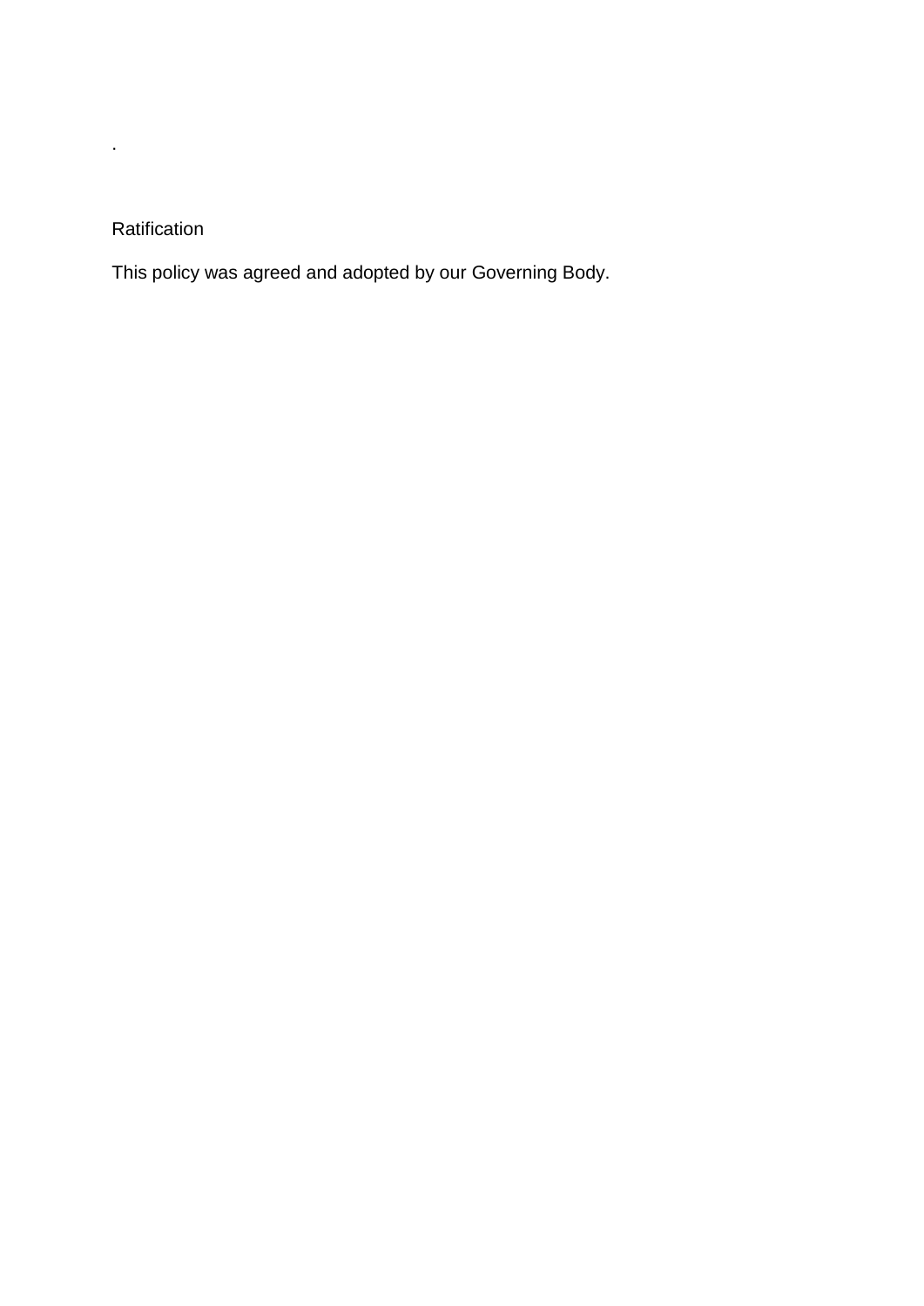.

Ratification

This policy was agreed and adopted by our Governing Body.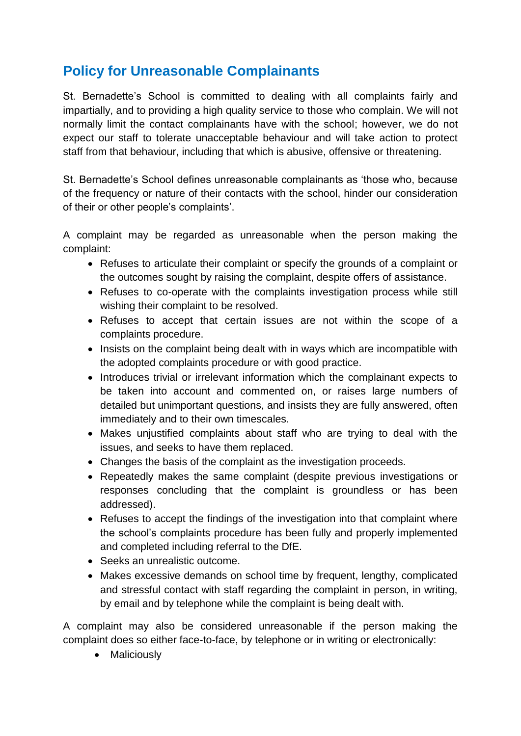## Policy for Unreasonable Complainants

St. Bernadette's School is committed to dealing with all complaints fairly and impartially, and to providing a high quality service to those who complain. We will not normally limit the contact complainants have with the school; however, we do not expect our staff to tolerate unacceptable behaviour and will take action to protect staff from that behaviour, including that which is abusive, offensive or threatening.

St. Bernadette's School defines unreasonable complainants as 'those who, because of the frequency or nature of their contacts with the school, hinder our consideration of their or other people's complaints'.

A complaint may be regarded as unreasonable when the person making the complaint:

- Refuses to articulate their complaint or specify the grounds of a complaint or the outcomes sought by raising the complaint, despite offers of assistance.
- Refuses to co-operate with the complaints investigation process while still wishing their complaint to be resolved.
- Refuses to accept that certain issues are not within the scope of a complaints procedure.
- Insists on the complaint being dealt with in ways which are incompatible with the adopted complaints procedure or with good practice.
- Introduces trivial or irrelevant information which the complainant expects to be taken into account and commented on, or raises large numbers of detailed but unimportant questions, and insists they are fully answered, often immediately and to their own timescales.
- Makes unjustified complaints about staff who are trying to deal with the issues, and seeks to have them replaced.
- Changes the basis of the complaint as the investigation proceeds.
- Repeatedly makes the same complaint (despite previous investigations or responses concluding that the complaint is groundless or has been addressed).
- Refuses to accept the findings of the investigation into that complaint where the school's complaints procedure has been fully and properly implemented and completed including referral to the DfE.
- Seeks an unrealistic outcome.
- Makes excessive demands on school time by frequent, lengthy, complicated and stressful contact with staff regarding the complaint in person, in writing, by email and by telephone while the complaint is being dealt with.

A complaint may also be considered unreasonable if the person making the complaint does so either face-to-face, by telephone or in writing or electronically:

- Maliciously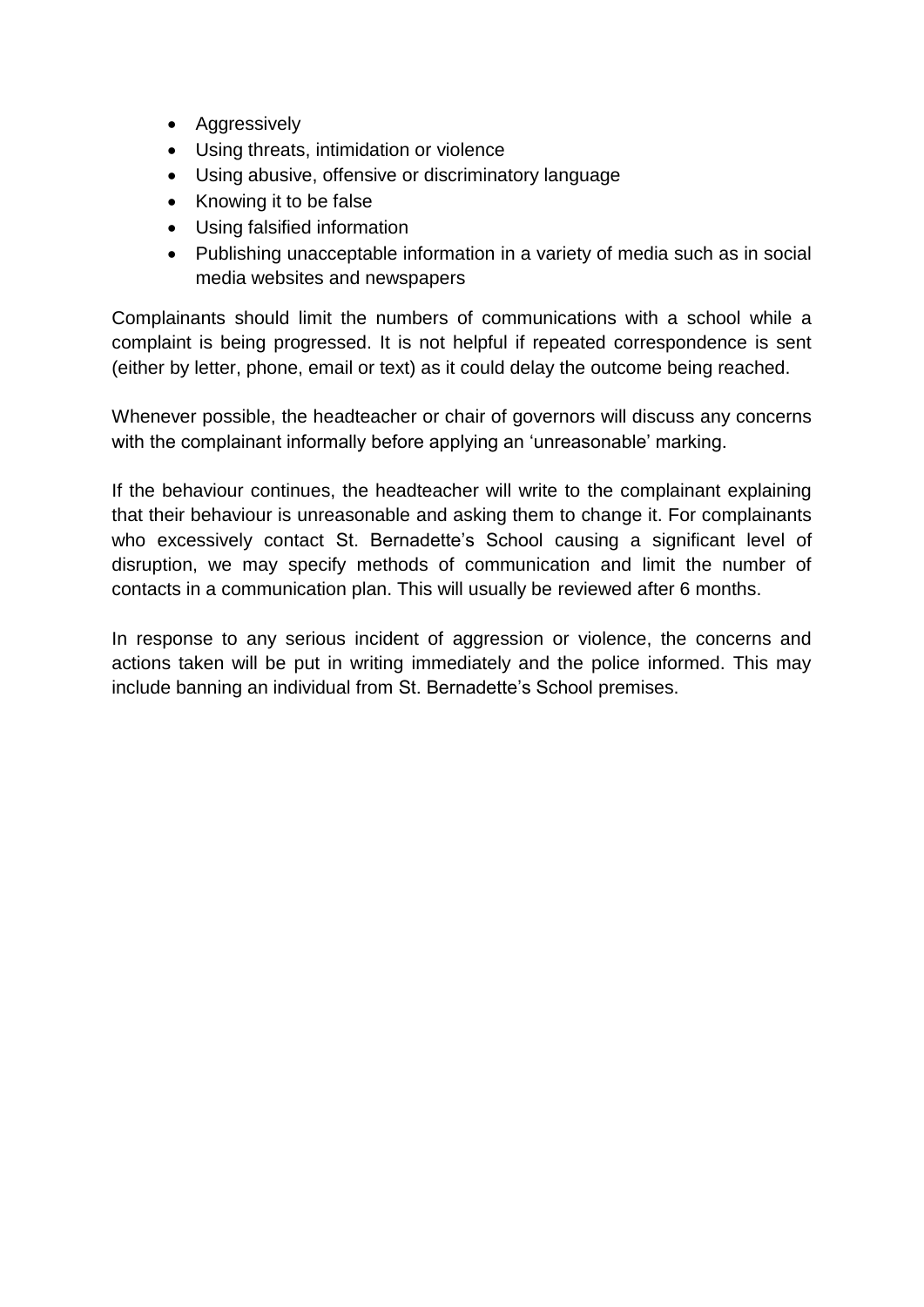- Aggressively
- Using threats, intimidation or violence
- Using abusive, offensive or discriminatory language
- Knowing it to be false
- Using falsified information
- Publishing unacceptable information in a variety of media such as in social media websites and newspapers

Complainants should limit the numbers of communications with a school while a complaint is being progressed. It is not helpful if repeated correspondence is sent (either by letter, phone, email or text) as it could delay the outcome being reached.

Whenever possible, the headteacher or chair of governors will discuss any concerns with the complainant informally before applying an 'unreasonable' marking.

If the behaviour continues, the headteacher will write to the complainant explaining that their behaviour is unreasonable and asking them to change it. For complainants who excessively contact St. Bernadette's School causing a significant level of disruption, we may specify methods of communication and limit the number of contacts in a communication plan. This will usually be reviewed after 6 months.

In response to any serious incident of aggression or violence, the concerns and actions taken will be put in writing immediately and the police informed. This may include banning an individual from St. Bernadette's School premises.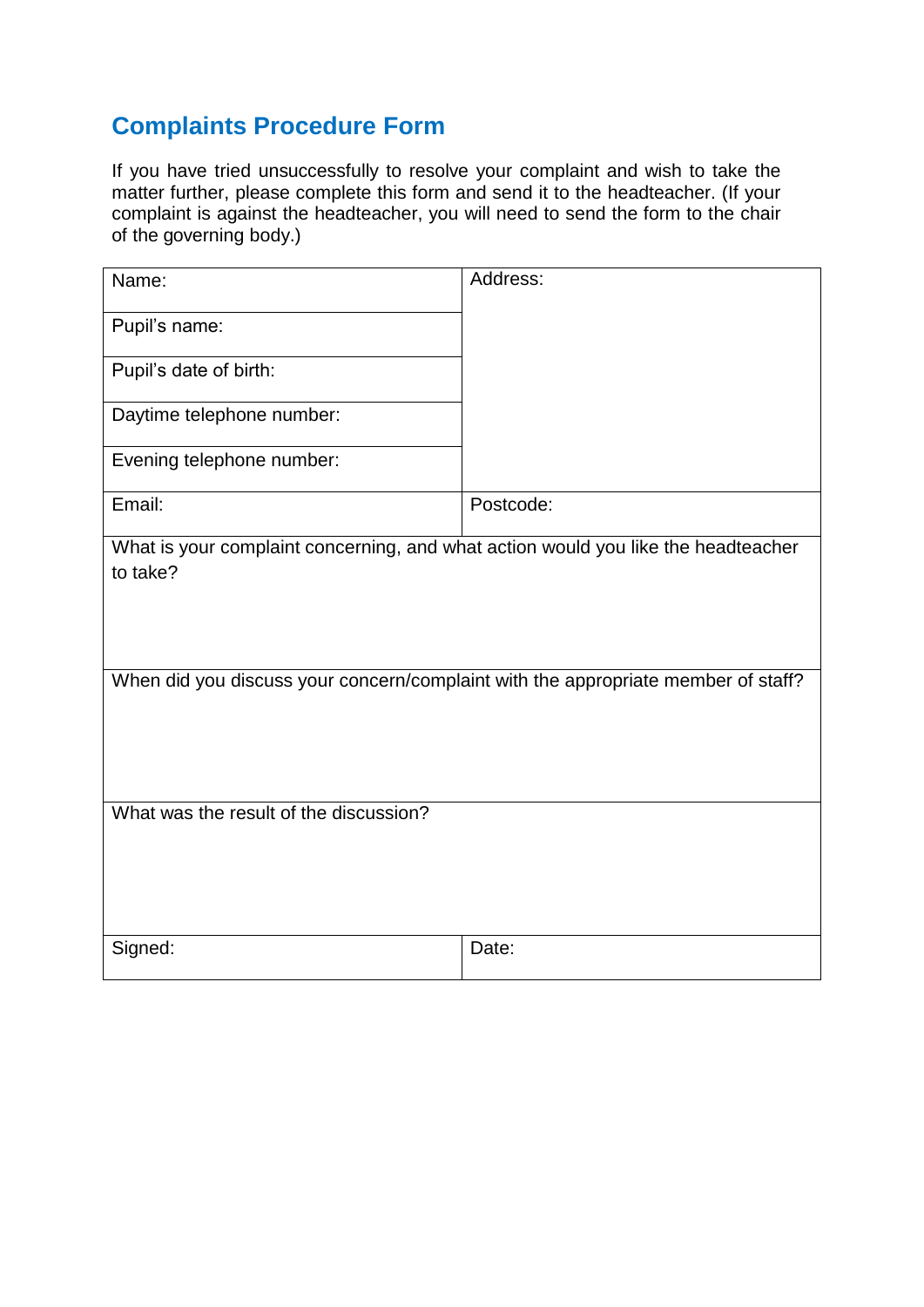## Complaints Procedure Form

If you have tried unsuccessfully to resolve your complaint and wish to take the matter further, please complete this form and send it to the headteacher. (If your complaint is against the headteacher, you will need to send the form to the chair of the governing body.)

| Name: | Address: |
|---|---|
| Pupil's name: | |
| Pupil's date of birth: | |
| Daytime telephone number: | |
| Evening telephone number: | |
| Email: | Postcode: |
| What is your complaint concerning, and what action would you like the headteacher to take? | |
| When did you discuss your concern/complaint with the appropriate member of staff? | |
| What was the result of the discussion? | |
| Signed: | Date: |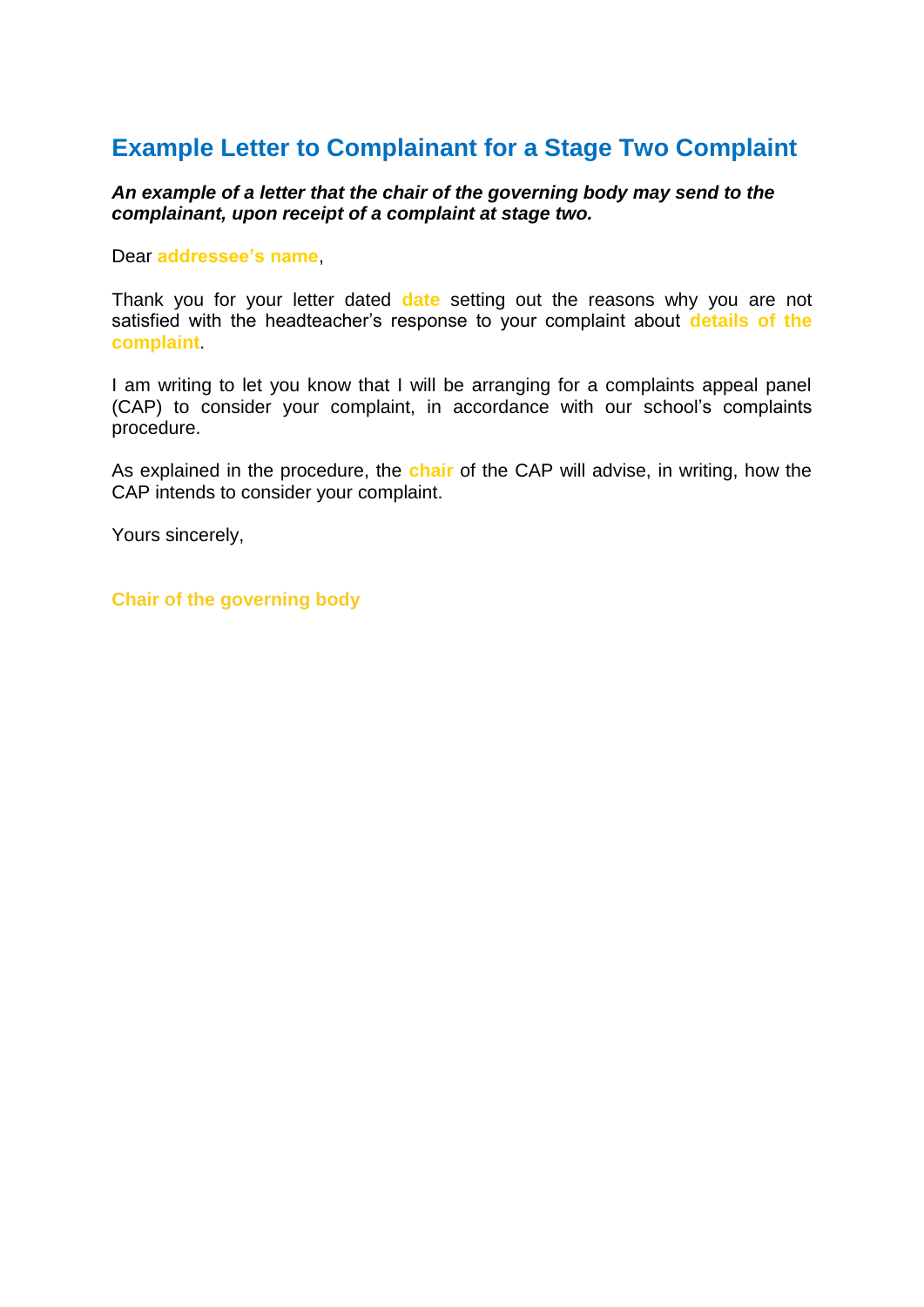# Example Letter to Complainant for a Stage Two Complaint

***An example of a letter that the chair of the governing body may send to the complainant, upon receipt of a complaint at stage two.***

Dear **addressee's name**,

Thank you for your letter dated **date** setting out the reasons why you are not satisfied with the headteacher's response to your complaint about **details of the complaint**.

I am writing to let you know that I will be arranging for a complaints appeal panel (CAP) to consider your complaint, in accordance with our school's complaints procedure.

As explained in the procedure, the **chair** of the CAP will advise, in writing, how the CAP intends to consider your complaint.

Yours sincerely,

**Chair of the governing body**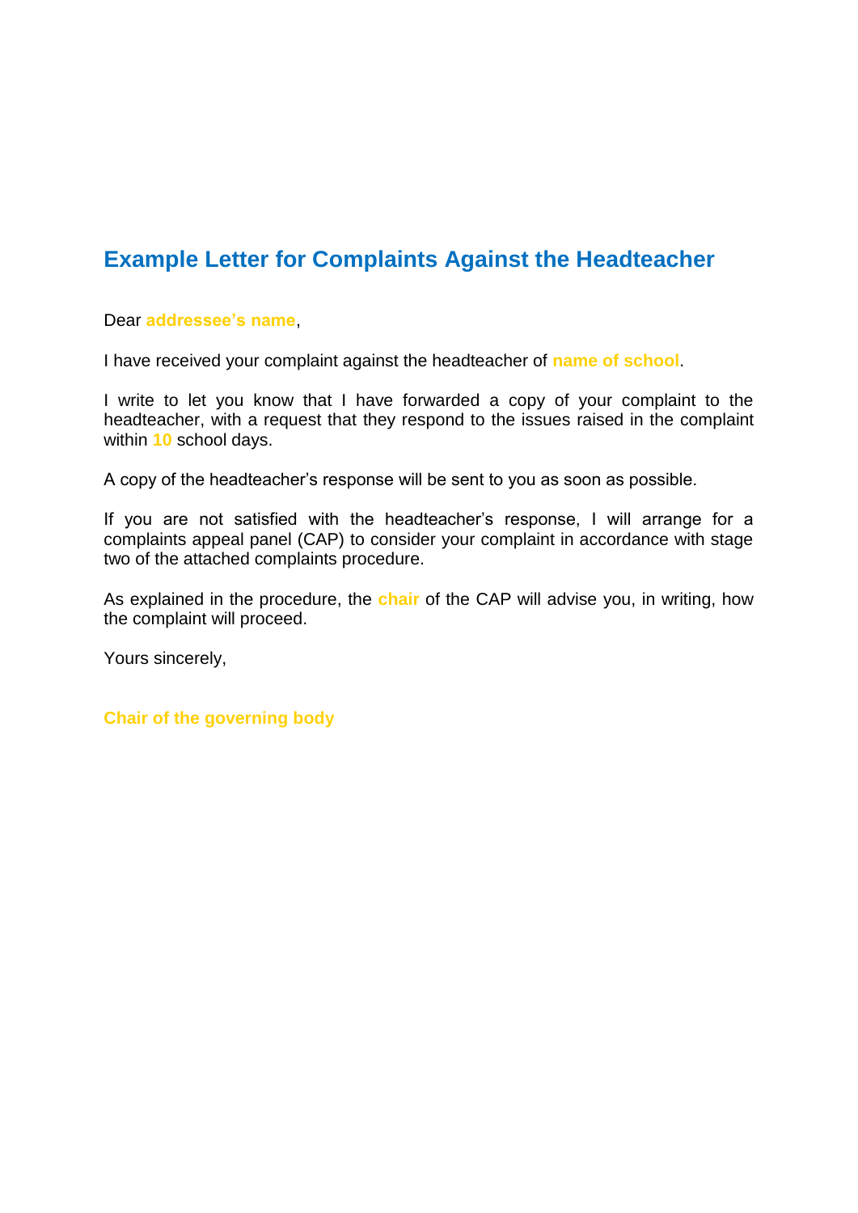## Example Letter for Complaints Against the Headteacher

Dear **addressee's name**,

I have received your complaint against the headteacher of **name of school**.

I write to let you know that I have forwarded a copy of your complaint to the headteacher, with a request that they respond to the issues raised in the complaint within **10** school days.

A copy of the headteacher's response will be sent to you as soon as possible.

If you are not satisfied with the headteacher's response, I will arrange for a complaints appeal panel (CAP) to consider your complaint in accordance with stage two of the attached complaints procedure.

As explained in the procedure, the **chair** of the CAP will advise you, in writing, how the complaint will proceed.

Yours sincerely,

**Chair of the governing body**